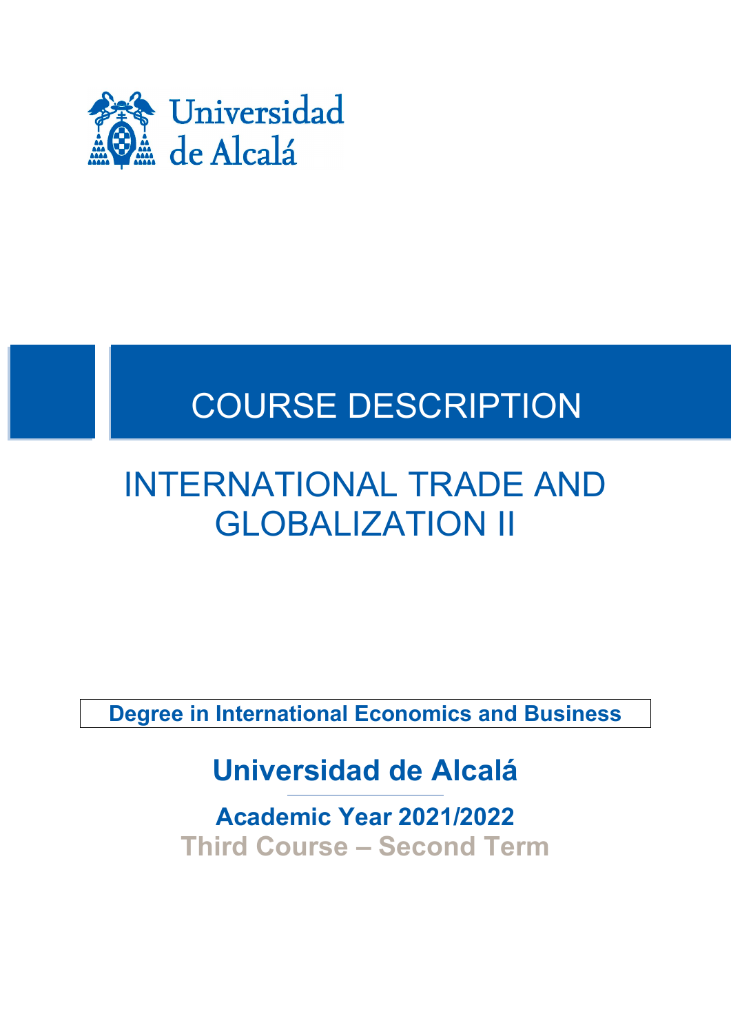Universidad de Alcalá

# COURSE DESCRIPTION

## INTERNATIONAL TRADE AND GLOBALIZATION II

**Degree in International Economics and Business**

**Universidad de Alcalá**

**Academic Year 2021/2022**

**Third Course – Second Term**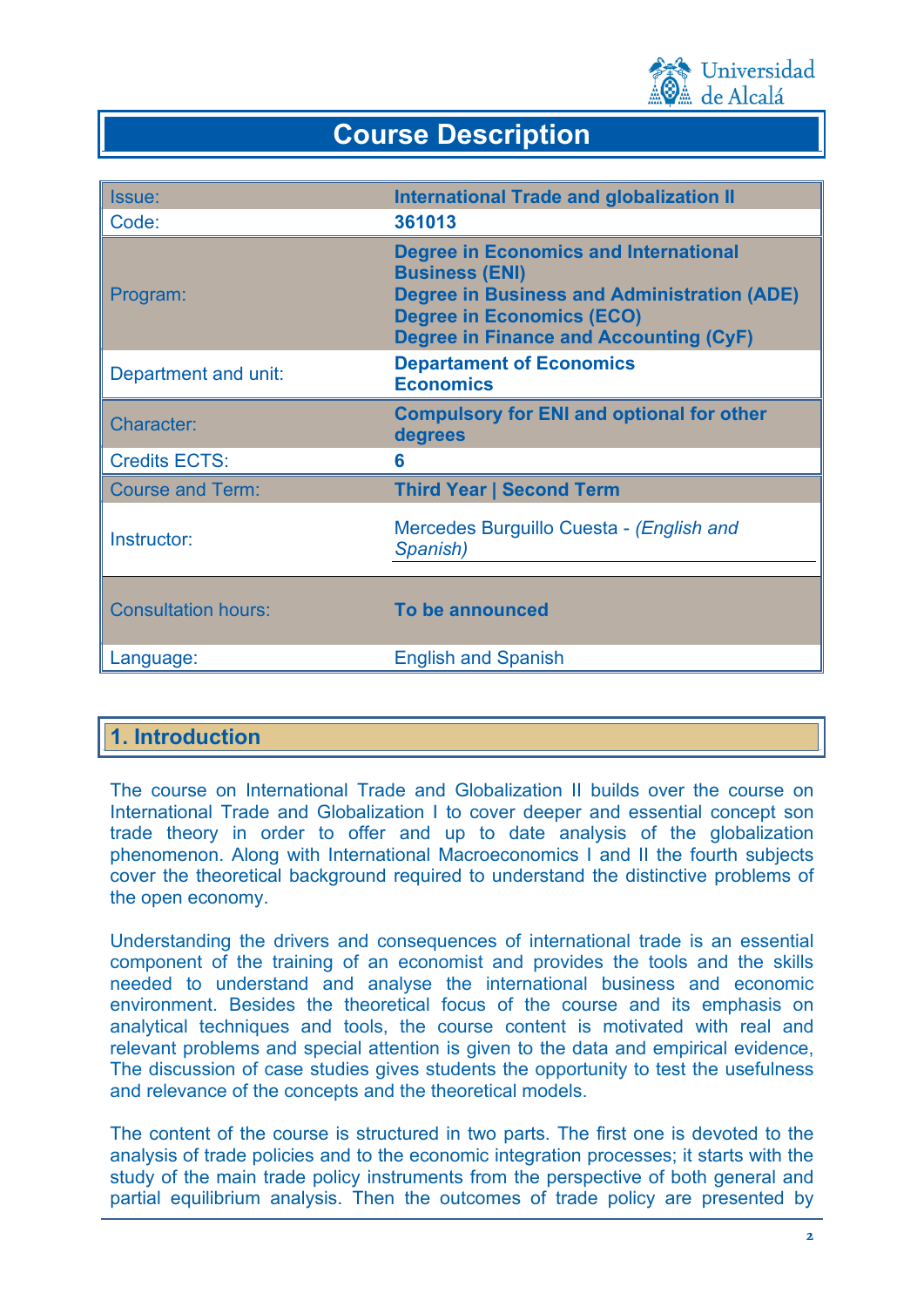# Course Description

| | |
|---|---|
| Issue: | **International Trade and globalization II** |
| Code: | **361013** |
| Program: | **Degree in Economics and International Business (ENI)**<br>**Degree in Business and Administration (ADE)**<br>**Degree in Economics (ECO)**<br>**Degree in Finance and Accounting (CyF)** |
| Department and unit: | **Departament of Economics**<br>**Economics** |
| Character: | **Compulsory for ENI and optional for other degrees** |
| Credits ECTS: | **6** |
| Course and Term: | **Third Year \| Second Term** |
| Instructor: | Mercedes Burguillo Cuesta - *(English and Spanish)* |
| Consultation hours: | **To be announced** |
| Language: | English and Spanish |

## 1. Introduction

The course on International Trade and Globalization II builds over the course on International Trade and Globalization I to cover deeper and essential concept son trade theory in order to offer and up to date analysis of the globalization phenomenon. Along with International Macroeconomics I and II the fourth subjects cover the theoretical background required to understand the distinctive problems of the open economy.

Understanding the drivers and consequences of international trade is an essential component of the training of an economist and provides the tools and the skills needed to understand and analyse the international business and economic environment. Besides the theoretical focus of the course and its emphasis on analytical techniques and tools, the course content is motivated with real and relevant problems and special attention is given to the data and empirical evidence, The discussion of case studies gives students the opportunity to test the usefulness and relevance of the concepts and the theoretical models.

The content of the course is structured in two parts. The first one is devoted to the analysis of trade policies and to the economic integration processes; it starts with the study of the main trade policy instruments from the perspective of both general and partial equilibrium analysis. Then the outcomes of trade policy are presented by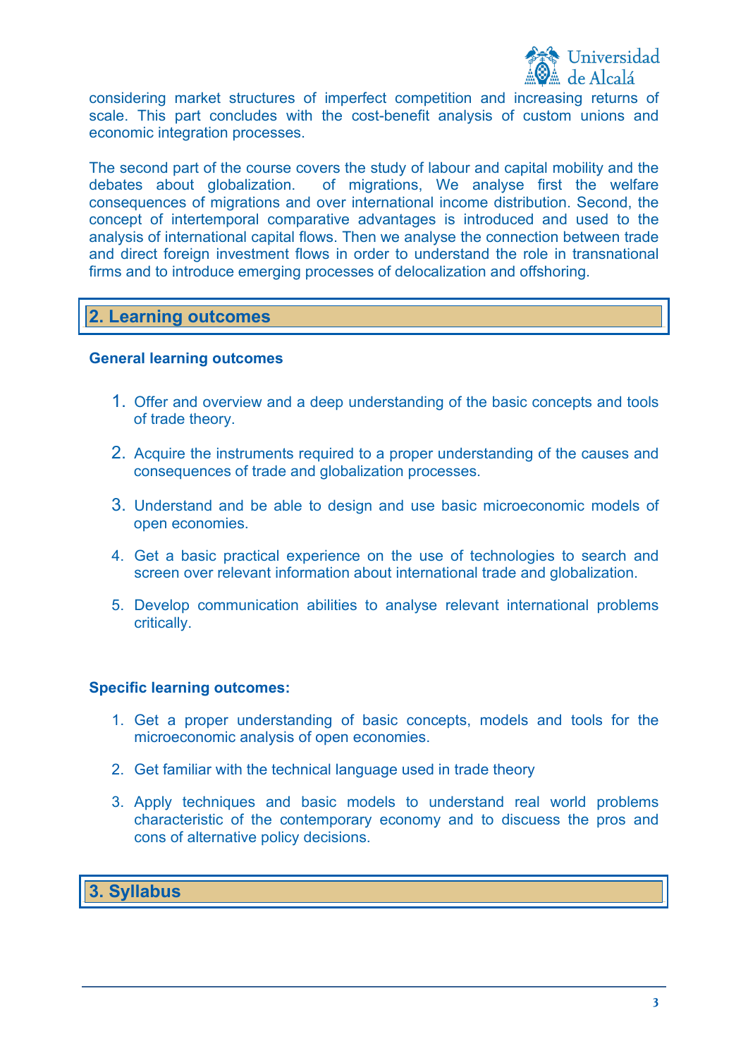considering market structures of imperfect competition and increasing returns of scale. This part concludes with the cost-benefit analysis of custom unions and economic integration processes.

The second part of the course covers the study of labour and capital mobility and the debates about globalization.  of migrations, We analyse first the welfare consequences of migrations and over international income distribution. Second, the concept of intertemporal comparative advantages is introduced and used to the analysis of international capital flows. Then we analyse the connection between trade and direct foreign investment flows in order to understand the role in transnational firms and to introduce emerging processes of delocalization and offshoring.

## 2. Learning outcomes

**General learning outcomes**

1. Offer and overview and a deep understanding of the basic concepts and tools of trade theory.
2. Acquire the instruments required to a proper understanding of the causes and consequences of trade and globalization processes.
3. Understand and be able to design and use basic microeconomic models of open economies.
4. Get a basic practical experience on the use of technologies to search and screen over relevant information about international trade and globalization.
5. Develop communication abilities to analyse relevant international problems critically.

**Specific learning outcomes:**

1. Get a proper understanding of basic concepts, models and tools for the microeconomic analysis of open economies.
2. Get familiar with the technical language used in trade theory
3. Apply techniques and basic models to understand real world problems characteristic of the contemporary economy and to discuess the pros and cons of alternative policy decisions.

## 3. Syllabus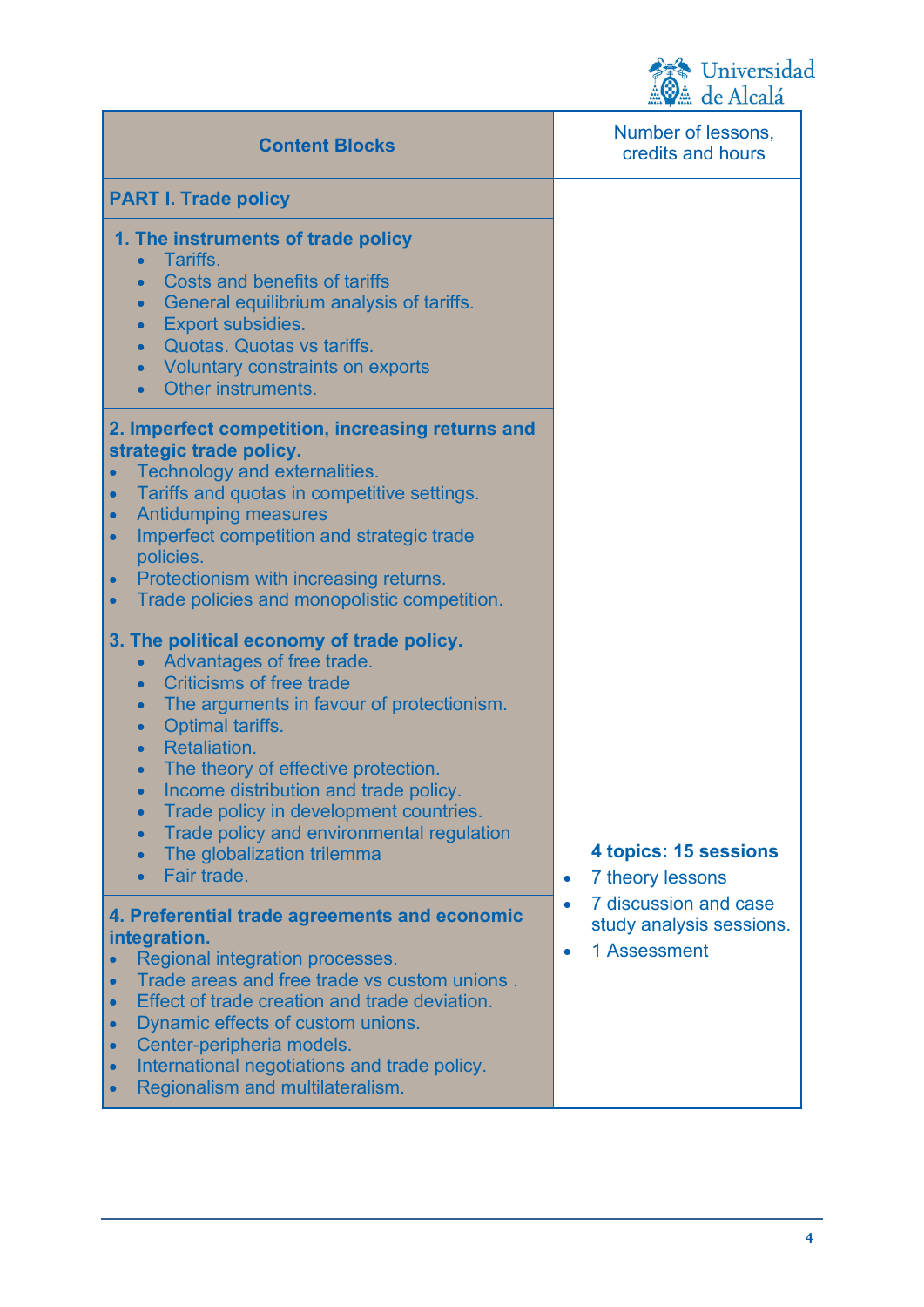| Content Blocks | Number of lessons, credits and hours |
|---|---|
| **PART I. Trade policy** | |
| **1. The instruments of trade policy**<br>• Tariffs.<br>• Costs and benefits of tariffs<br>• General equilibrium analysis of tariffs.<br>• Export subsidies.<br>• Quotas. Quotas vs tariffs.<br>• Voluntary constraints on exports<br>• Other instruments. | |
| **2. Imperfect competition, increasing returns and strategic trade policy.**<br>• Technology and externalities.<br>• Tariffs and quotas in competitive settings.<br>• Antidumping measures<br>• Imperfect competition and strategic trade policies.<br>• Protectionism with increasing returns.<br>• Trade policies and monopolistic competition. | |
| **3. The political economy of trade policy.**<br>• Advantages of free trade.<br>• Criticisms of free trade<br>• The arguments in favour of protectionism.<br>• Optimal tariffs.<br>• Retaliation.<br>• The theory of effective protection.<br>• Income distribution and trade policy.<br>• Trade policy in development countries.<br>• Trade policy and environmental regulation<br>• The globalization trilemma<br>• Fair trade. | **4 topics: 15 sessions**<br>• 7 theory lessons<br>• 7 discussion and case study analysis sessions.<br>• 1 Assessment |
| **4. Preferential trade agreements and economic integration.**<br>• Regional integration processes.<br>• Trade areas and free trade vs custom unions .<br>• Effect of trade creation and trade deviation.<br>• Dynamic effects of custom unions.<br>• Center-peripheria models.<br>• International negotiations and trade policy.<br>• Regionalism and multilateralism. | |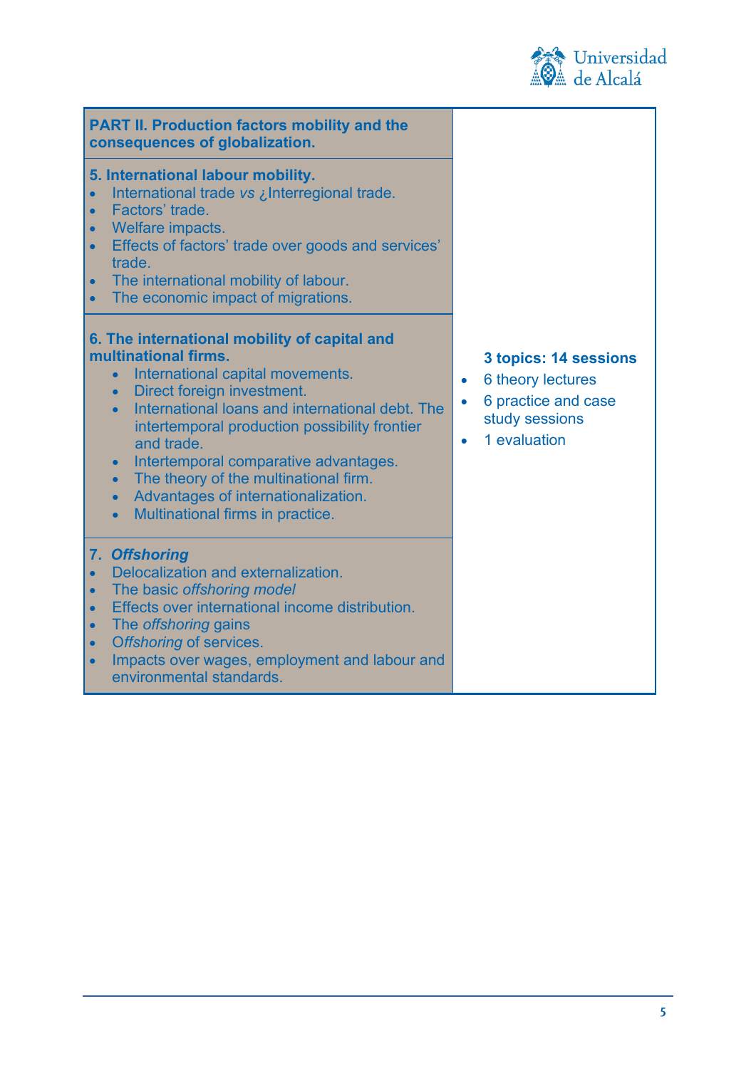| **PART II. Production factors mobility and the consequences of globalization.** | |
|---|---|
| **5. International labour mobility.**<br>• International trade *vs* ¿Interregional trade.<br>• Factors' trade.<br>• Welfare impacts.<br>• Effects of factors' trade over goods and services' trade.<br>• The international mobility of labour.<br>• The economic impact of migrations. | |
| **6. The international mobility of capital and multinational firms.**<br>• International capital movements.<br>• Direct foreign investment.<br>• International loans and international debt. The intertemporal production possibility frontier and trade.<br>• Intertemporal comparative advantages.<br>• The theory of the multinational firm.<br>• Advantages of internationalization.<br>• Multinational firms in practice. | **3 topics: 14 sessions**<br>• 6 theory lectures<br>• 6 practice and case study sessions<br>• 1 evaluation |
| **7. *Offshoring***<br>• Delocalization and externalization.<br>• The basic *offshoring model*<br>• Effects over international income distribution.<br>• The *offshoring* gains<br>• *Offshoring* of services.<br>• Impacts over wages, employment and labour and environmental standards. | |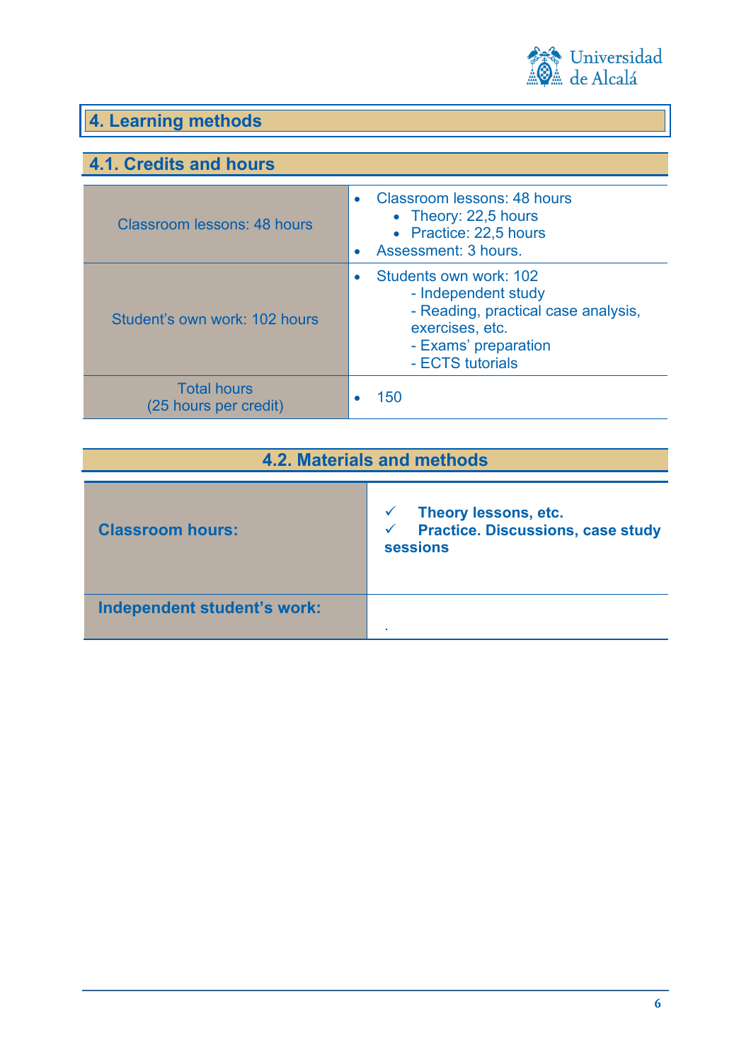# 4. Learning methods

## 4.1. Credits and hours

| | |
|---|---|
| Classroom lessons: 48 hours | • Classroom lessons: 48 hours<br>  • Theory: 22,5 hours<br>  • Practice: 22,5 hours<br>• Assessment: 3 hours. |
| Student's own work: 102 hours | • Students own work: 102<br>  - Independent study<br>  - Reading, practical case analysis, exercises, etc.<br>  - Exams' preparation<br>  - ECTS tutorials |
| Total hours<br>(25 hours per credit) | • 150 |

## 4.2. Materials and methods

| | |
|---|---|
| **Classroom hours:** | ✓ **Theory lessons, etc.**<br>✓ **Practice. Discussions, case study sessions** |
| **Independent student's work:** | . |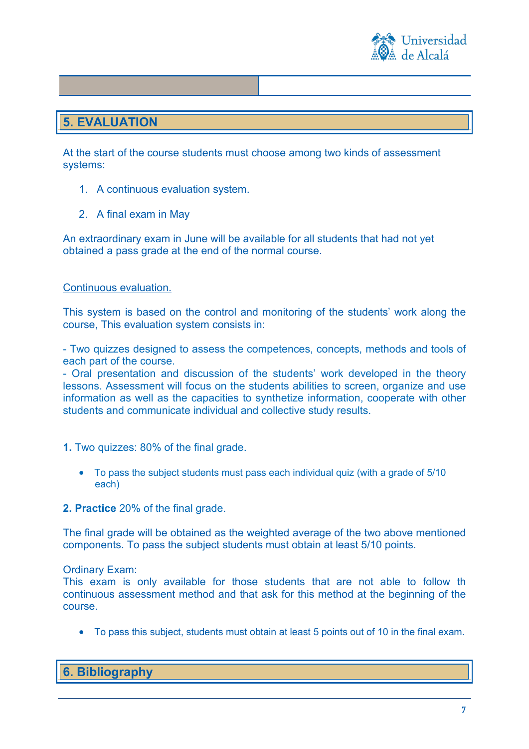## 5. EVALUATION

At the start of the course students must choose among two kinds of assessment systems:

1. A continuous evaluation system.
2. A final exam in May

An extraordinary exam in June will be available for all students that had not yet obtained a pass grade at the end of the normal course.

<u>Continuous evaluation.</u>

This system is based on the control and monitoring of the students' work along the course, This evaluation system consists in:

- Two quizzes designed to assess the competences, concepts, methods and tools of each part of the course.
- Oral presentation and discussion of the students' work developed in the theory lessons. Assessment will focus on the students abilities to screen, organize and use information as well as the capacities to synthetize information, cooperate with other students and communicate individual and collective study results.

**1.** Two quizzes: 80% of the final grade.

- To pass the subject students must pass each individual quiz (with a grade of 5/10 each)

**2. Practice** 20% of the final grade.

The final grade will be obtained as the weighted average of the two above mentioned components. To pass the subject students must obtain at least 5/10 points.

Ordinary Exam:
This exam is only available for those students that are not able to follow th continuous assessment method and that ask for this method at the beginning of the course.

- To pass this subject, students must obtain at least 5 points out of 10 in the final exam.

## 6. Bibliography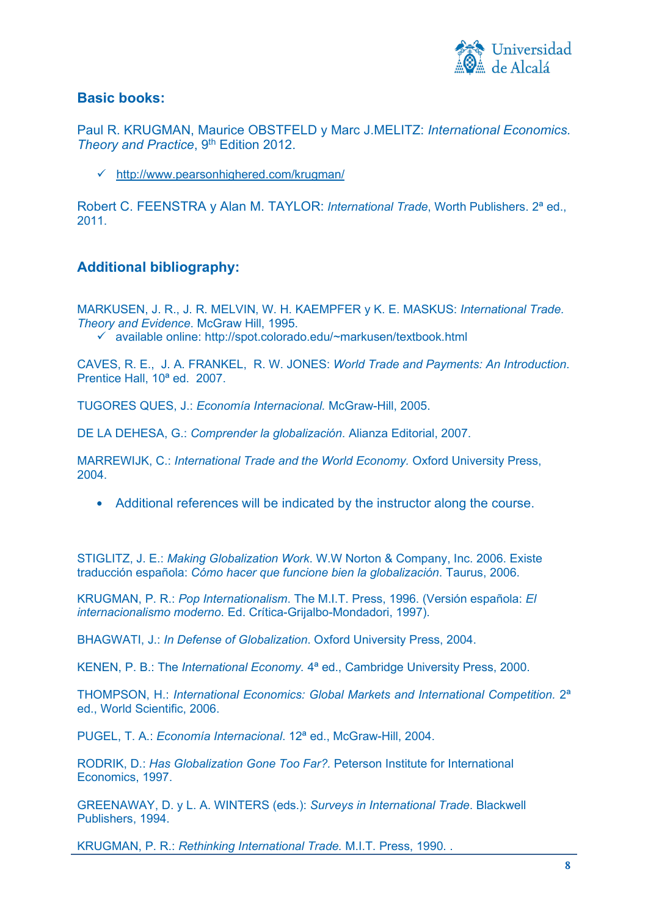## Basic books:

Paul R. KRUGMAN, Maurice OBSTFELD y Marc J.MELITZ: *International Economics. Theory and Practice*, 9th Edition 2012.

- ✓ http://www.pearsonhighered.com/krugman/

Robert C. FEENSTRA y Alan M. TAYLOR: *International Trade*, Worth Publishers. 2ª ed., 2011.

## Additional bibliography:

MARKUSEN, J. R., J. R. MELVIN, W. H. KAEMPFER y K. E. MASKUS: *International Trade. Theory and Evidence*. McGraw Hill, 1995.
- ✓ available online: http://spot.colorado.edu/~markusen/textbook.html

CAVES, R. E., J. A. FRANKEL, R. W. JONES: *World Trade and Payments: An Introduction*. Prentice Hall, 10ª ed. 2007.

TUGORES QUES, J.: *Economía Internacional*. McGraw-Hill, 2005.

DE LA DEHESA, G.: *Comprender la globalización*. Alianza Editorial, 2007.

MARREWIJK, C.: *International Trade and the World Economy.* Oxford University Press, 2004.

- Additional references will be indicated by the instructor along the course.

STIGLITZ, J. E.: *Making Globalization Work*. W.W Norton & Company, Inc. 2006. Existe traducción española: *Cómo hacer que funcione bien la globalización*. Taurus, 2006.

KRUGMAN, P. R.: *Pop Internationalism*. The M.I.T. Press, 1996. (Versión española: *El internacionalismo moderno*. Ed. Crítica-Grijalbo-Mondadori, 1997).

BHAGWATI, J.: *In Defense of Globalization*. Oxford University Press, 2004.

KENEN, P. B.: The *International Economy.* 4ª ed., Cambridge University Press, 2000.

THOMPSON, H.: *International Economics: Global Markets and International Competition.* 2ª ed., World Scientific, 2006.

PUGEL, T. A.: *Economía Internacional*. 12ª ed., McGraw-Hill, 2004.

RODRIK, D.: *Has Globalization Gone Too Far?.* Peterson Institute for International Economics, 1997.

GREENAWAY, D. y L. A. WINTERS (eds.): *Surveys in International Trade*. Blackwell Publishers, 1994.

KRUGMAN, P. R.: *Rethinking International Trade.* M.I.T. Press, 1990. .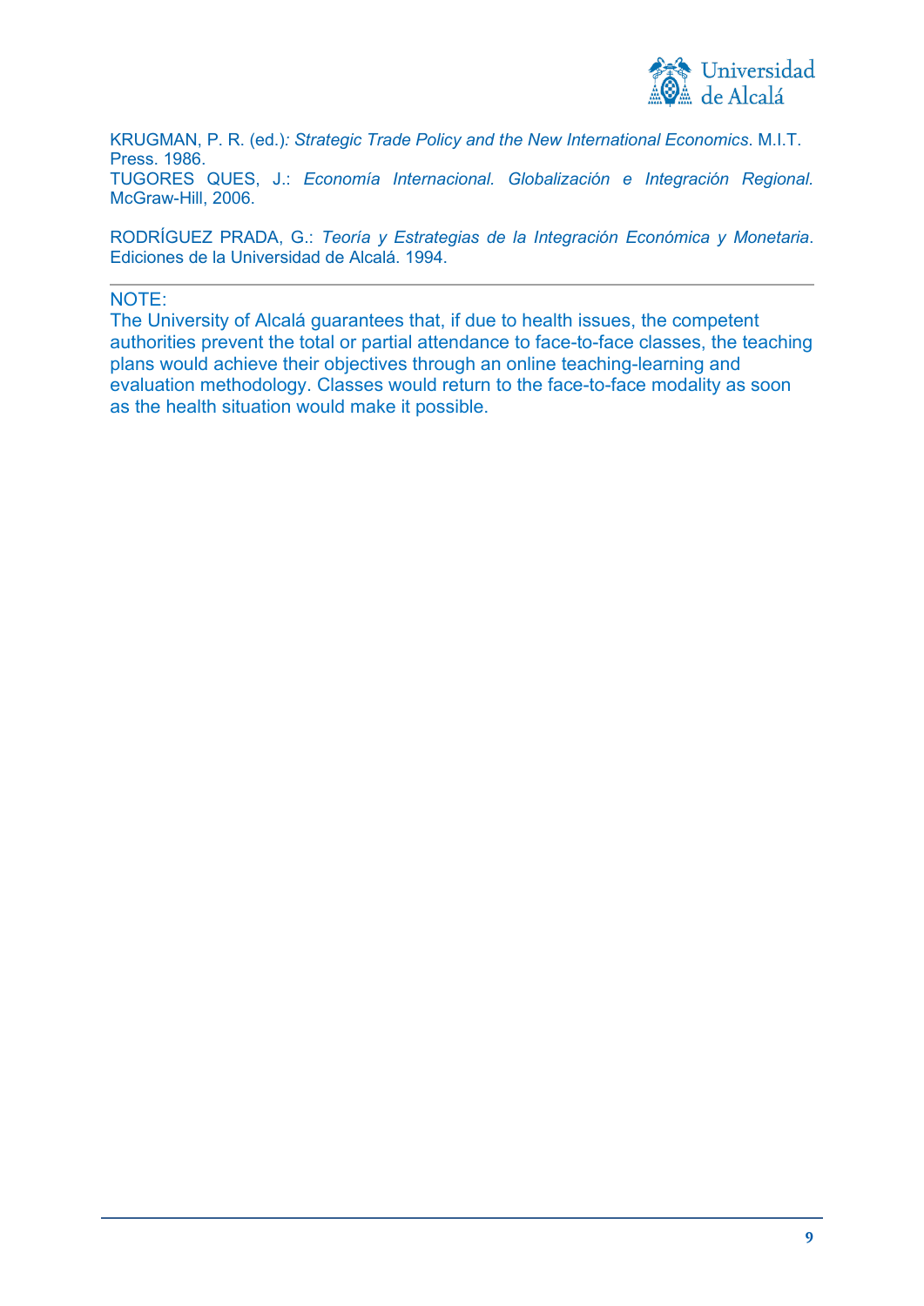KRUGMAN, P. R. (ed.)*: Strategic Trade Policy and the New International Economics*. M.I.T. Press. 1986.
TUGORES QUES, J.: *Economía Internacional. Globalización e Integración Regional*. McGraw-Hill, 2006.

RODRÍGUEZ PRADA, G.: *Teoría y Estrategias de la Integración Económica y Monetaria*. Ediciones de la Universidad de Alcalá. 1994.

---

NOTE:
The University of Alcalá guarantees that, if due to health issues, the competent authorities prevent the total or partial attendance to face-to-face classes, the teaching plans would achieve their objectives through an online teaching-learning and evaluation methodology. Classes would return to the face-to-face modality as soon as the health situation would make it possible.